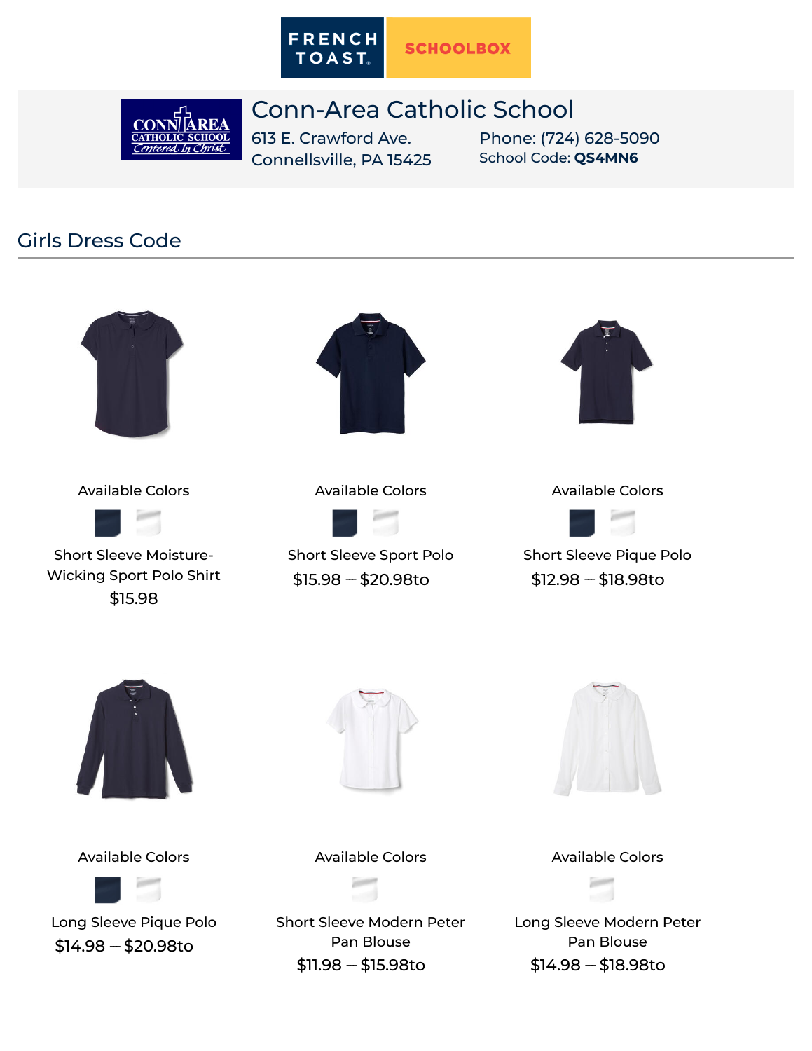FRENCH TOAST SCHOOLBOX

# Conn-Area Catholic School

613 E. Crawford Ave.
Connellsville, PA 15425

Phone: (724) 628-5090
School Code: **QS4MN6**

## Girls Dress Code

Available Colors

Short Sleeve Moisture-Wicking Sport Polo Shirt
$15.98

Available Colors

Short Sleeve Sport Polo
$15.98 – $20.98to

Available Colors

Short Sleeve Pique Polo
$12.98 – $18.98to

Available Colors

Long Sleeve Pique Polo
$14.98 – $20.98to

Available Colors

Short Sleeve Modern Peter Pan Blouse
$11.98 – $15.98to

Available Colors

Long Sleeve Modern Peter Pan Blouse
$14.98 – $18.98to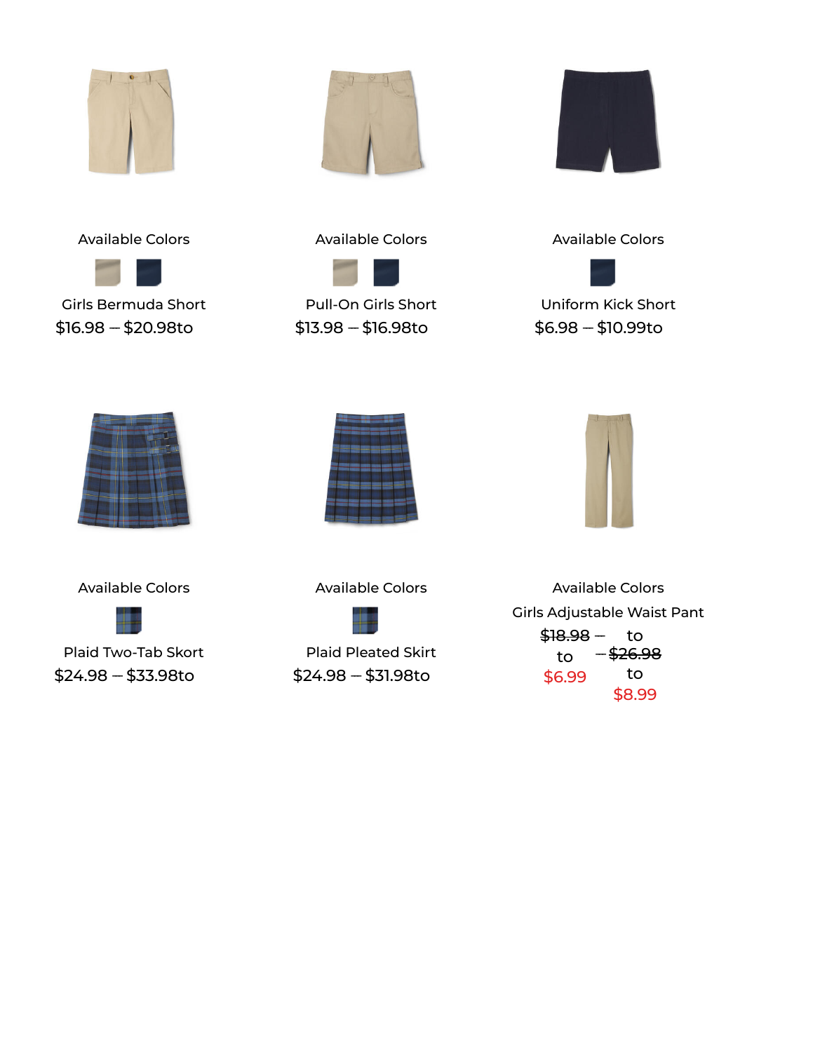Available Colors

Girls Bermuda Short

$16.98 – $20.98to

Available Colors

Pull-On Girls Short

$13.98 – $16.98to

Available Colors

Uniform Kick Short

$6.98 – $10.99to

Available Colors

Plaid Two-Tab Skort

$24.98 – $33.98to

Available Colors

Plaid Pleated Skirt

$24.98 – $31.98to

Available Colors

Girls Adjustable Waist Pant

~~$18.98~~ to $6.99 – ~~$26.98~~ to $8.99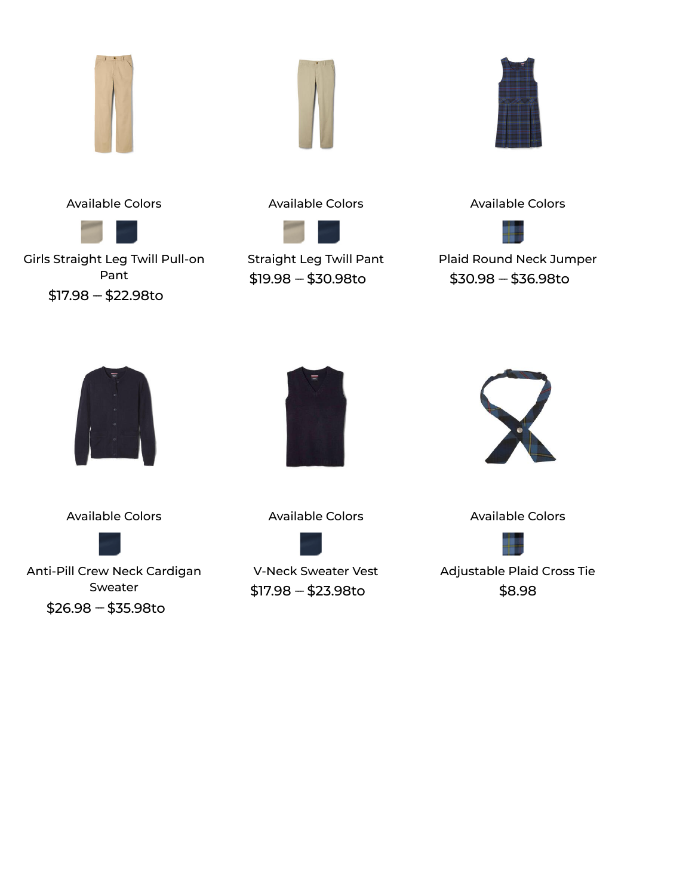Available Colors

Girls Straight Leg Twill Pull-on Pant

$17.98 – $22.98to

Available Colors

Straight Leg Twill Pant

$19.98 – $30.98to

Available Colors

Plaid Round Neck Jumper

$30.98 – $36.98to

Available Colors

Anti-Pill Crew Neck Cardigan Sweater

$26.98 – $35.98to

Available Colors

V-Neck Sweater Vest

$17.98 – $23.98to

Available Colors

Adjustable Plaid Cross Tie

$8.98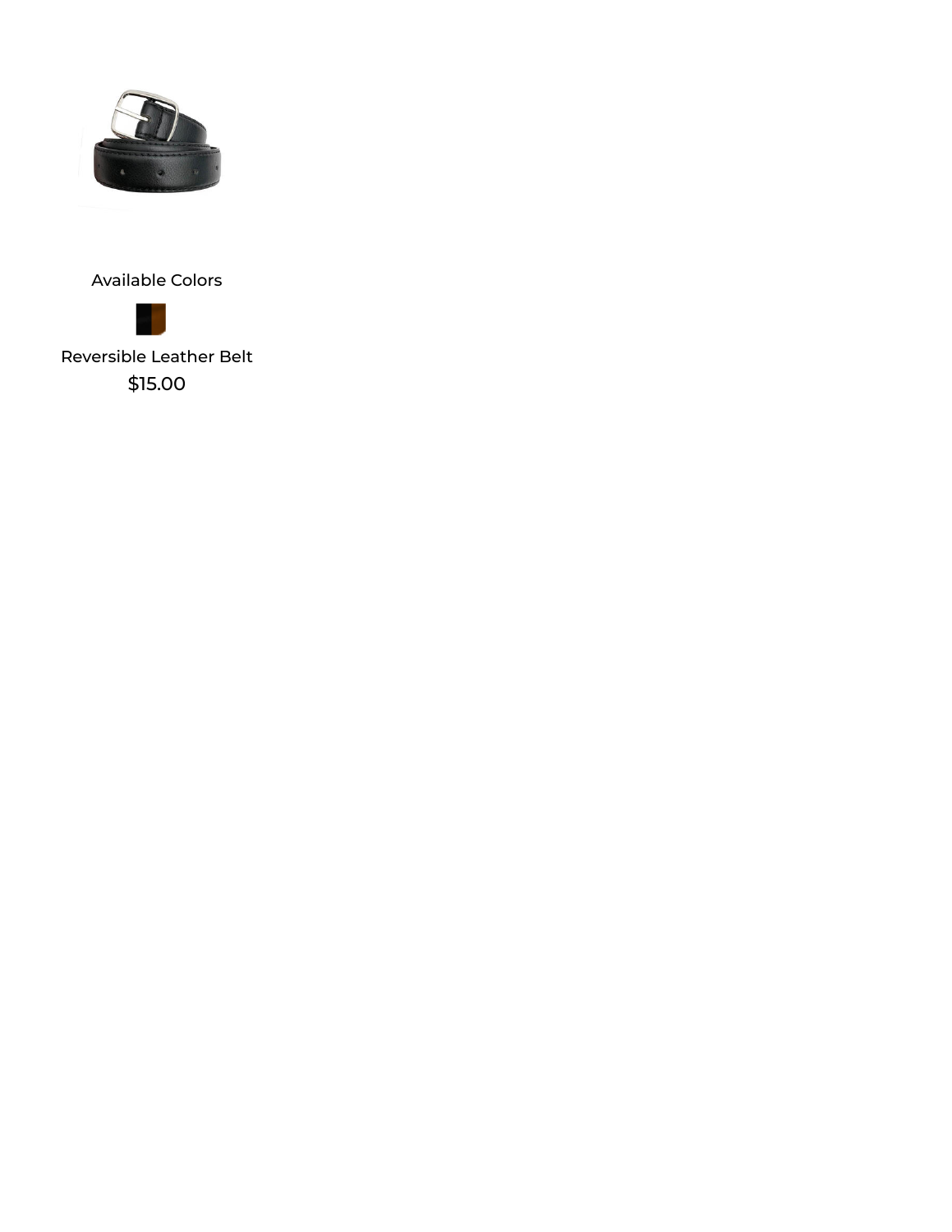Available Colors

Reversible Leather Belt

$15.00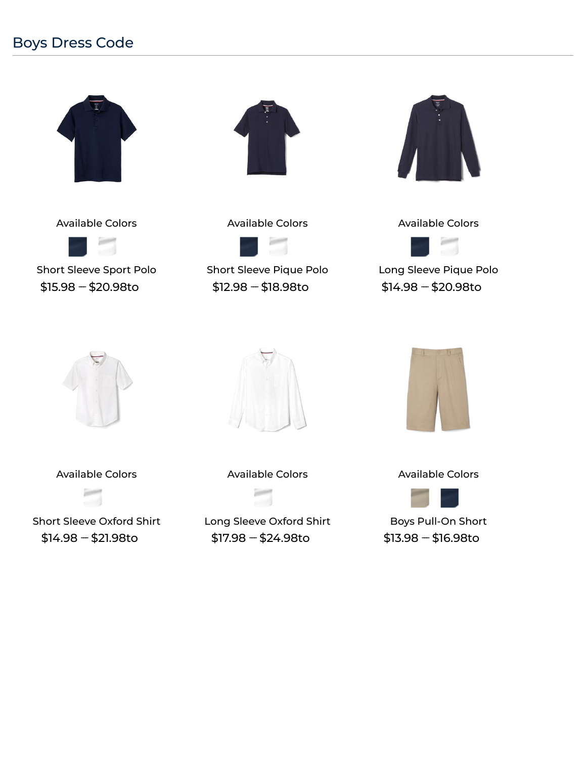## Boys Dress Code

Available Colors

Short Sleeve Sport Polo

$15.98 – $20.98to

Available Colors

Short Sleeve Pique Polo

$12.98 – $18.98to

Available Colors

Long Sleeve Pique Polo

$14.98 – $20.98to

Available Colors

Short Sleeve Oxford Shirt

$14.98 – $21.98to

Available Colors

Long Sleeve Oxford Shirt

$17.98 – $24.98to

Available Colors

Boys Pull-On Short

$13.98 – $16.98to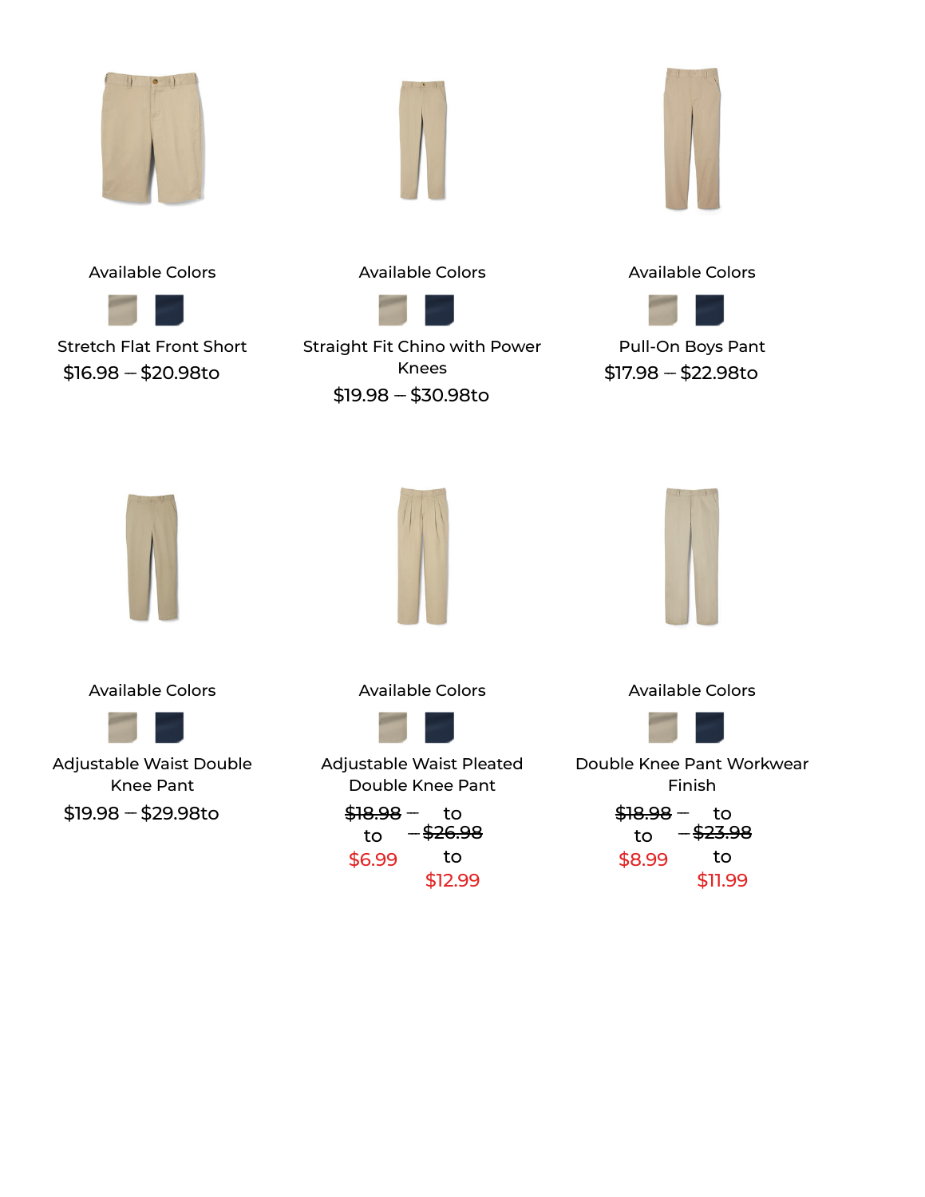Available Colors

Stretch Flat Front Short

$16.98 – $20.98to

Available Colors

Straight Fit Chino with Power Knees

$19.98 – $30.98to

Available Colors

Pull-On Boys Pant

$17.98 – $22.98to

Available Colors

Adjustable Waist Double Knee Pant

$19.98 – $29.98to

Available Colors

Adjustable Waist Pleated Double Knee Pant

~~$18.98~~ – to ~~$26.98~~

to $6.99 – to $12.99

Available Colors

Double Knee Pant Workwear Finish

~~$18.98~~ – to ~~$23.98~~

to $8.99 – to $11.99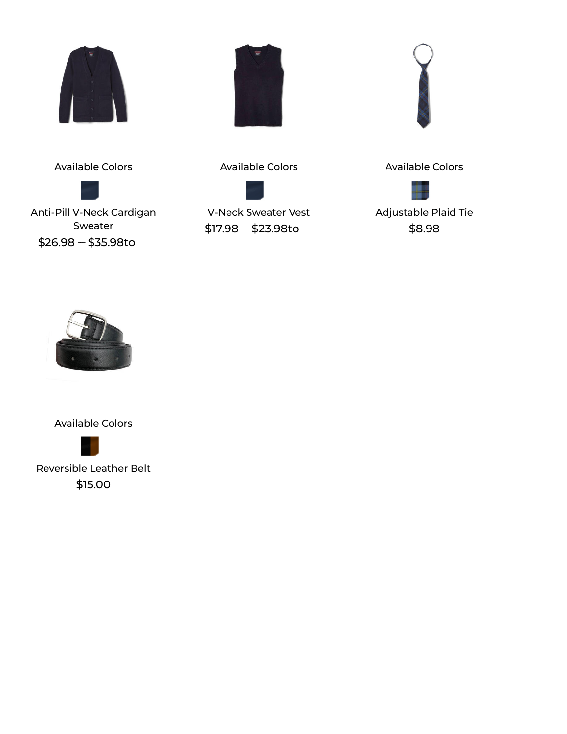Available Colors

Anti-Pill V-Neck Cardigan Sweater

$26.98 – $35.98to

Available Colors

V-Neck Sweater Vest

$17.98 – $23.98to

Available Colors

Adjustable Plaid Tie

$8.98

Available Colors

Reversible Leather Belt

$15.00